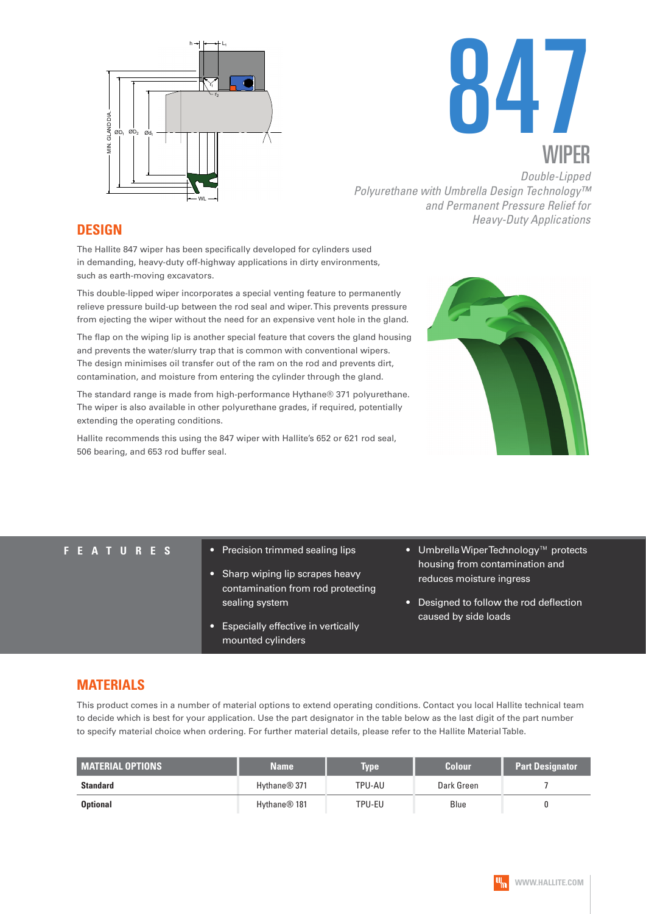# 847

## WIPER

*Double-Lipped Polyurethane with Umbrella Design Technology™ and Permanent Pressure Relief for Heavy-Duty Applications*

## DESIGN

The Hallite 847 wiper has been specifically developed for cylinders used in demanding, heavy-duty off-highway applications in dirty environments, such as earth-moving excavators.

This double-lipped wiper incorporates a special venting feature to permanently relieve pressure build-up between the rod seal and wiper. This prevents pressure from ejecting the wiper without the need for an expensive vent hole in the gland.

The flap on the wiping lip is another special feature that covers the gland housing and prevents the water/slurry trap that is common with conventional wipers. The design minimises oil transfer out of the ram on the rod and prevents dirt, contamination, and moisture from entering the cylinder through the gland.

The standard range is made from high-performance Hythane® 371 polyurethane. The wiper is also available in other polyurethane grades, if required, potentially extending the operating conditions.

Hallite recommends this using the 847 wiper with Hallite's 652 or 621 rod seal, 506 bearing, and 653 rod buffer seal.

## FEATURES

- Precision trimmed sealing lips
- Sharp wiping lip scrapes heavy contamination from rod protecting sealing system
- Especially effective in vertically mounted cylinders
- Umbrella Wiper Technology™ protects housing from contamination and reduces moisture ingress
- Designed to follow the rod deflection caused by side loads

## MATERIALS

This product comes in a number of material options to extend operating conditions. Contact you local Hallite technical team to decide which is best for your application. Use the part designator in the table below as the last digit of the part number to specify material choice when ordering. For further material details, please refer to the Hallite Material Table.

| MATERIAL OPTIONS | Name | Type | Colour | Part Designator |
|---|---|---|---|---|
| **Standard** | Hythane® 371 | TPU-AU | Dark Green | 7 |
| **Optional** | Hythane® 181 | TPU-EU | Blue | 0 |

WWW.HALLITE.COM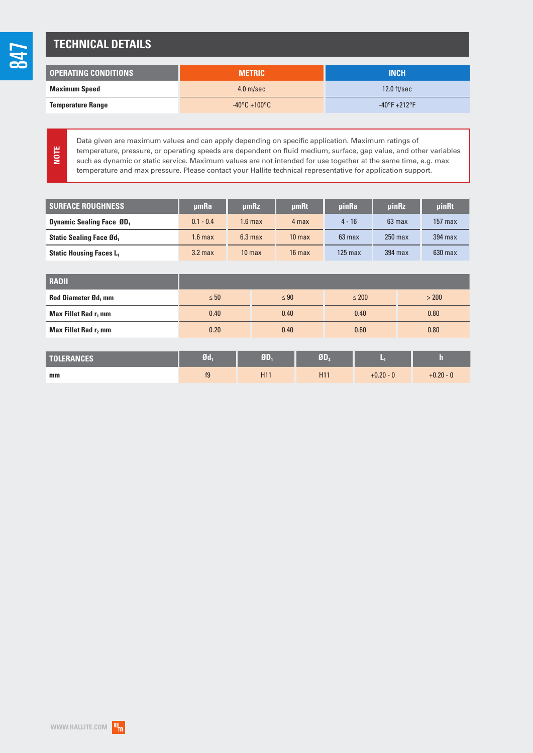## TECHNICAL DETAILS

| OPERATING CONDITIONS | METRIC | INCH |
|---|---|---|
| **Maximum Speed** | 4.0 m/sec | 12.0 ft/sec |
| **Temperature Range** | -40°C +100°C | -40°F +212°F |

**NOTE**

Data given are maximum values and can apply depending on specific application. Maximum ratings of temperature, pressure, or operating speeds are dependent on fluid medium, surface, gap value, and other variables such as dynamic or static service. Maximum values are not intended for use together at the same time, e.g. max temperature and max pressure. Please contact your Hallite technical representative for application support.

| SURFACE ROUGHNESS | µmRa | µmRz | µmRt | µinRa | µinRz | µinRt |
|---|---|---|---|---|---|---|
| **Dynamic Sealing Face $ØD_1$** | 0.1 - 0.4 | 1.6 max | 4 max | 4 - 16 | 63 max | 157 max |
| **Static Sealing Face $Ød_1$** | 1.6 max | 6.3 max | 10 max | 63 max | 250 max | 394 max |
| **Static Housing Faces $L_1$** | 3.2 max | 10 max | 16 max | 125 max | 394 max | 630 max |

| RADII | | | | |
|---|---|---|---|---|
| **Rod Diameter $Ød_1$ mm** | ≤ 50 | ≤ 90 | ≤ 200 | > 200 |
| **Max Fillet Rad $r_1$ mm** | 0.40 | 0.40 | 0.40 | 0.80 |
| **Max Fillet Rad $r_2$ mm** | 0.20 | 0.40 | 0.60 | 0.80 |

| TOLERANCES | $Ød_1$ | $ØD_1$ | $ØD_2$ | $L_1$ | h |
|---|---|---|---|---|---|
| **mm** | f9 | H11 | H11 | +0.20 - 0 | +0.20 - 0 |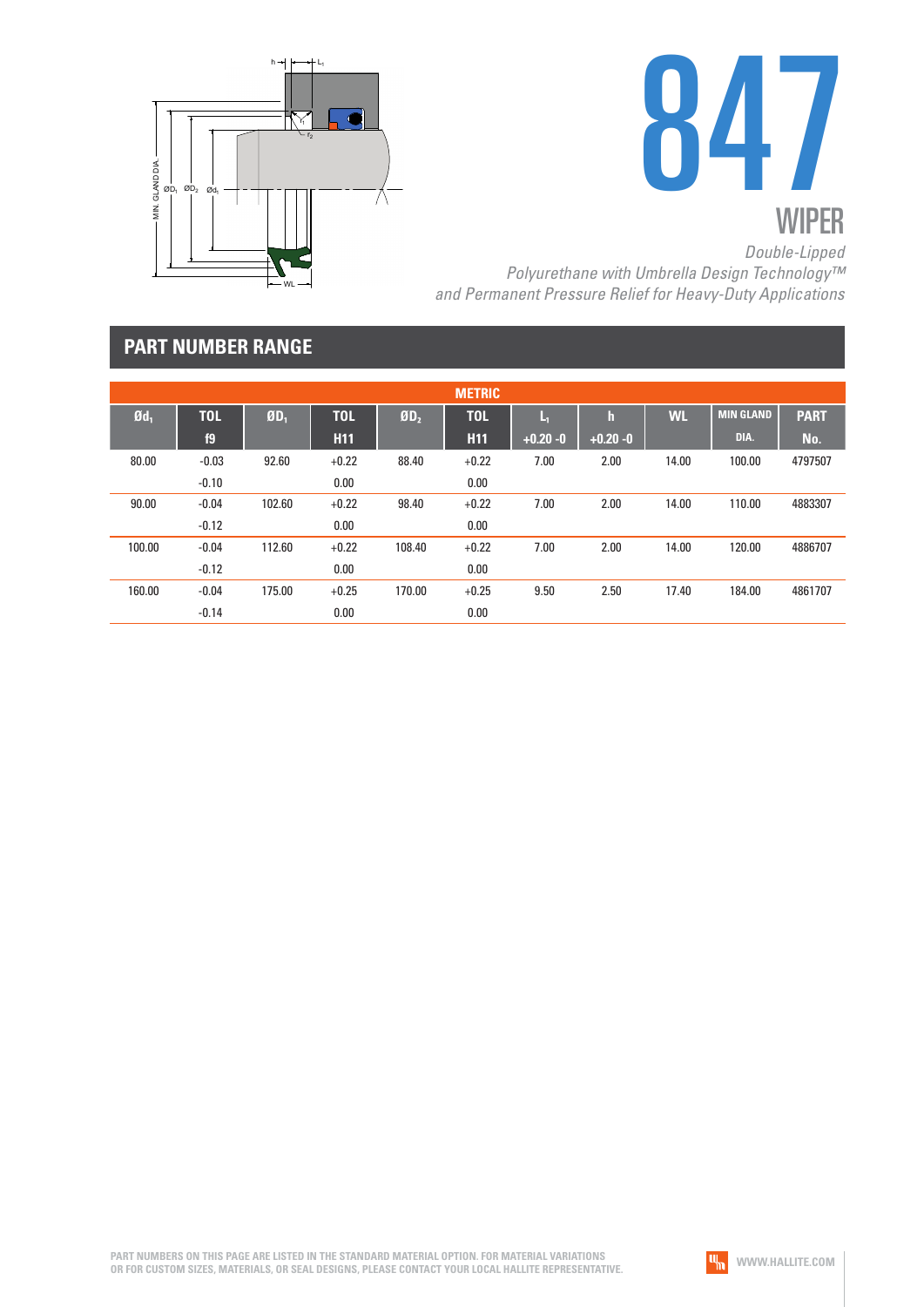# 847

## WIPER

*Double-Lipped*
*Polyurethane with Umbrella Design Technology™*
*and Permanent Pressure Relief for Heavy-Duty Applications*

## PART NUMBER RANGE

| METRIC | | | | | | | | | | |
|---|---|---|---|---|---|---|---|---|---|---|
| Ød$_1$ | TOL f9 | ØD$_1$ | TOL H11 | ØD$_2$ | TOL H11 | L$_1$ +0.20 -0 | h +0.20 -0 | WL | MIN GLAND DIA. | PART No. |
| 80.00 | -0.03 -0.10 | 92.60 | +0.22 0.00 | 88.40 | +0.22 0.00 | 7.00 | 2.00 | 14.00 | 100.00 | 4797507 |
| 90.00 | -0.04 -0.12 | 102.60 | +0.22 0.00 | 98.40 | +0.22 0.00 | 7.00 | 2.00 | 14.00 | 110.00 | 4883307 |
| 100.00 | -0.04 -0.12 | 112.60 | +0.22 0.00 | 108.40 | +0.22 0.00 | 7.00 | 2.00 | 14.00 | 120.00 | 4886707 |
| 160.00 | -0.04 -0.14 | 175.00 | +0.25 0.00 | 170.00 | +0.25 0.00 | 9.50 | 2.50 | 17.40 | 184.00 | 4861707 |

PART NUMBERS ON THIS PAGE ARE LISTED IN THE STANDARD MATERIAL OPTION. FOR MATERIAL VARIATIONS OR FOR CUSTOM SIZES, MATERIALS, OR SEAL DESIGNS, PLEASE CONTACT YOUR LOCAL HALLITE REPRESENTATIVE.

WWW.HALLITE.COM